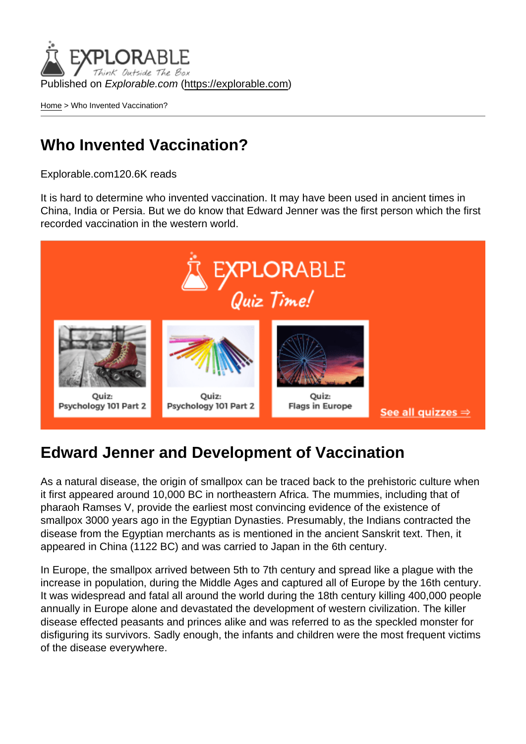Published on *Explorable.com* (https://explorable.com)

Home > Who Invented Vaccination?

# Who Invented Vaccination?

Explorable.com120.6K reads

It is hard to determine who invented vaccination. It may have been used in ancient times in China, India or Persia. But we do know that Edward Jenner was the first person which the first recorded vaccination in the western world.

## Edward Jenner and Development of Vaccination

As a natural disease, the origin of smallpox can be traced back to the prehistoric culture when it first appeared around 10,000 BC in northeastern Africa. The mummies, including that of pharaoh Ramses V, provide the earliest most convincing evidence of the existence of smallpox 3000 years ago in the Egyptian Dynasties. Presumably, the Indians contracted the disease from the Egyptian merchants as is mentioned in the ancient Sanskrit text. Then, it appeared in China (1122 BC) and was carried to Japan in the 6th century.

In Europe, the smallpox arrived between 5th to 7th century and spread like a plague with the increase in population, during the Middle Ages and captured all of Europe by the 16th century. It was widespread and fatal all around the world during the 18th century killing 400,000 people annually in Europe alone and devastated the development of western civilization. The killer disease effected peasants and princes alike and was referred to as the speckled monster for disfiguring its survivors. Sadly enough, the infants and children were the most frequent victims of the disease everywhere.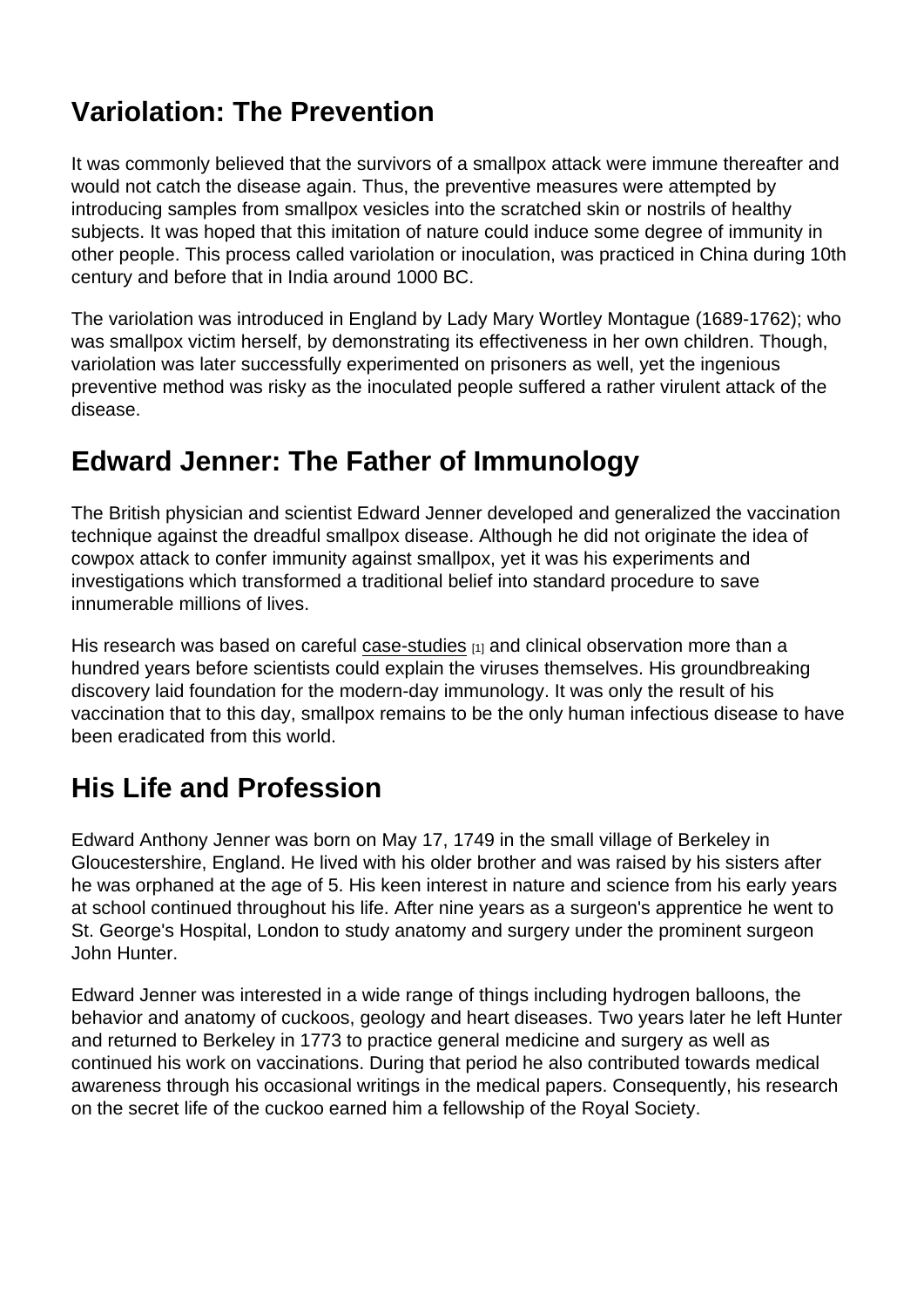## Variolation: The Prevention

It was commonly believed that the survivors of a smallpox attack were immune thereafter and would not catch the disease again. Thus, the preventive measures were attempted by introducing samples from smallpox vesicles into the scratched skin or nostrils of healthy subjects. It was hoped that this imitation of nature could induce some degree of immunity in other people. This process called variolation or inoculation, was practiced in China during 10th century and before that in India around 1000 BC.

The variolation was introduced in England by Lady Mary Wortley Montague (1689-1762); who was smallpox victim herself, by demonstrating its effectiveness in her own children. Though, variolation was later successfully experimented on prisoners as well, yet the ingenious preventive method was risky as the inoculated people suffered a rather virulent attack of the disease.

## Edward Jenner: The Father of Immunology

The British physician and scientist Edward Jenner developed and generalized the vaccination technique against the dreadful smallpox disease. Although he did not originate the idea of cowpox attack to confer immunity against smallpox, yet it was his experiments and investigations which transformed a traditional belief into standard procedure to save innumerable millions of lives.

His research was based on careful case-studies [1] and clinical observation more than a hundred years before scientists could explain the viruses themselves. His groundbreaking discovery laid foundation for the modern-day immunology. It was only the result of his vaccination that to this day, smallpox remains to be the only human infectious disease to have been eradicated from this world.

## His Life and Profession

Edward Anthony Jenner was born on May 17, 1749 in the small village of Berkeley in Gloucestershire, England. He lived with his older brother and was raised by his sisters after he was orphaned at the age of 5. His keen interest in nature and science from his early years at school continued throughout his life. After nine years as a surgeon's apprentice he went to St. George's Hospital, London to study anatomy and surgery under the prominent surgeon John Hunter.

Edward Jenner was interested in a wide range of things including hydrogen balloons, the behavior and anatomy of cuckoos, geology and heart diseases. Two years later he left Hunter and returned to Berkeley in 1773 to practice general medicine and surgery as well as continued his work on vaccinations. During that period he also contributed towards medical awareness through his occasional writings in the medical papers. Consequently, his research on the secret life of the cuckoo earned him a fellowship of the Royal Society.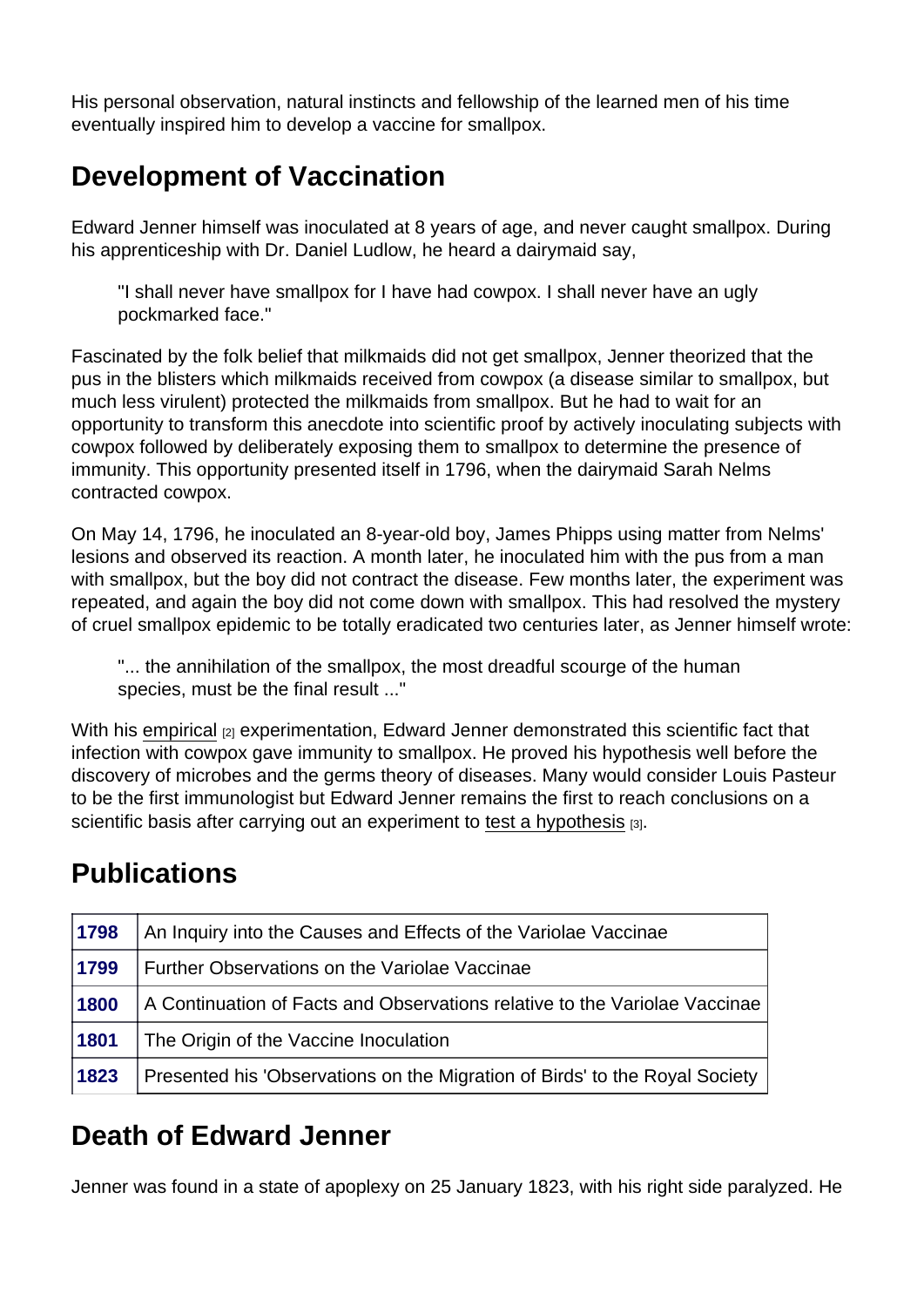His personal observation, natural instincts and fellowship of the learned men of his time eventually inspired him to develop a vaccine for smallpox.

## Development of Vaccination

Edward Jenner himself was inoculated at 8 years of age, and never caught smallpox. During his apprenticeship with Dr. Daniel Ludlow, he heard a dairymaid say,

> "I shall never have smallpox for I have had cowpox. I shall never have an ugly pockmarked face."

Fascinated by the folk belief that milkmaids did not get smallpox, Jenner theorized that the pus in the blisters which milkmaids received from cowpox (a disease similar to smallpox, but much less virulent) protected the milkmaids from smallpox. But he had to wait for an opportunity to transform this anecdote into scientific proof by actively inoculating subjects with cowpox followed by deliberately exposing them to smallpox to determine the presence of immunity. This opportunity presented itself in 1796, when the dairymaid Sarah Nelms contracted cowpox.

On May 14, 1796, he inoculated an 8-year-old boy, James Phipps using matter from Nelms' lesions and observed its reaction. A month later, he inoculated him with the pus from a man with smallpox, but the boy did not contract the disease. Few months later, the experiment was repeated, and again the boy did not come down with smallpox. This had resolved the mystery of cruel smallpox epidemic to be totally eradicated two centuries later, as Jenner himself wrote:

> "... the annihilation of the smallpox, the most dreadful scourge of the human species, must be the final result ..."

With his empirical [2] experimentation, Edward Jenner demonstrated this scientific fact that infection with cowpox gave immunity to smallpox. He proved his hypothesis well before the discovery of microbes and the germs theory of diseases. Many would consider Louis Pasteur to be the first immunologist but Edward Jenner remains the first to reach conclusions on a scientific basis after carrying out an experiment to test a hypothesis [3].

## Publications

| | |
|---|---|
| **1798** | An Inquiry into the Causes and Effects of the Variolae Vaccinae |
| **1799** | Further Observations on the Variolae Vaccinae |
| **1800** | A Continuation of Facts and Observations relative to the Variolae Vaccinae |
| **1801** | The Origin of the Vaccine Inoculation |
| **1823** | Presented his 'Observations on the Migration of Birds' to the Royal Society |

## Death of Edward Jenner

Jenner was found in a state of apoplexy on 25 January 1823, with his right side paralyzed. He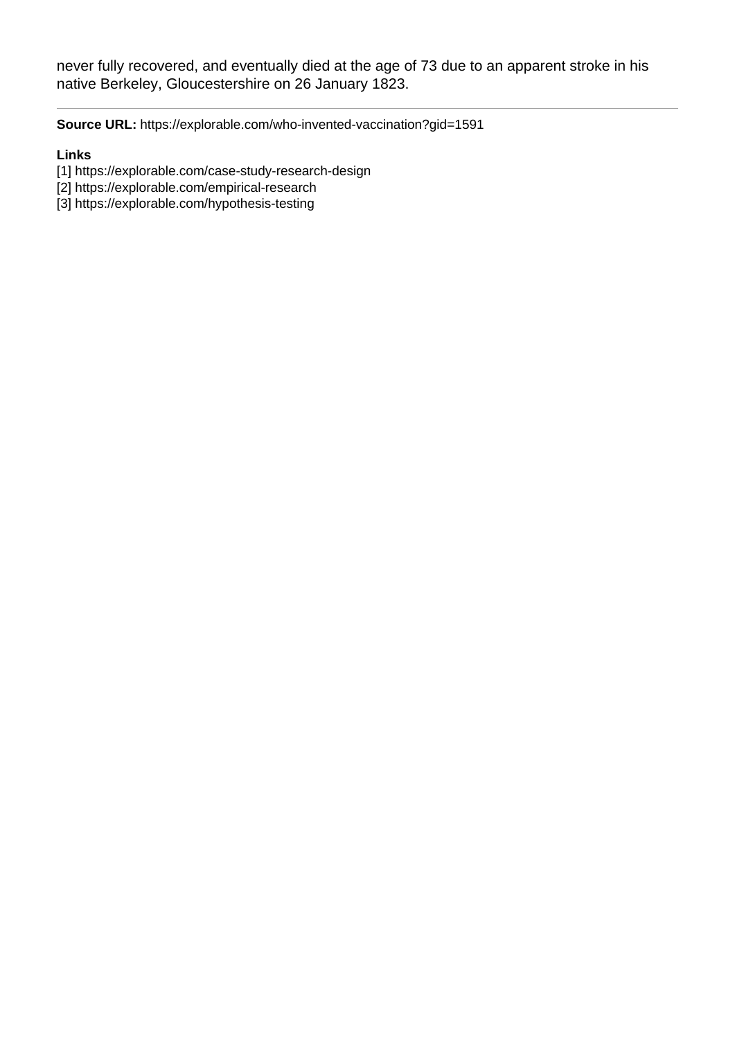never fully recovered, and eventually died at the age of 73 due to an apparent stroke in his native Berkeley, Gloucestershire on 26 January 1823.

---

**Source URL:** https://explorable.com/who-invented-vaccination?gid=1591

**Links**

[1] https://explorable.com/case-study-research-design
[2] https://explorable.com/empirical-research
[3] https://explorable.com/hypothesis-testing